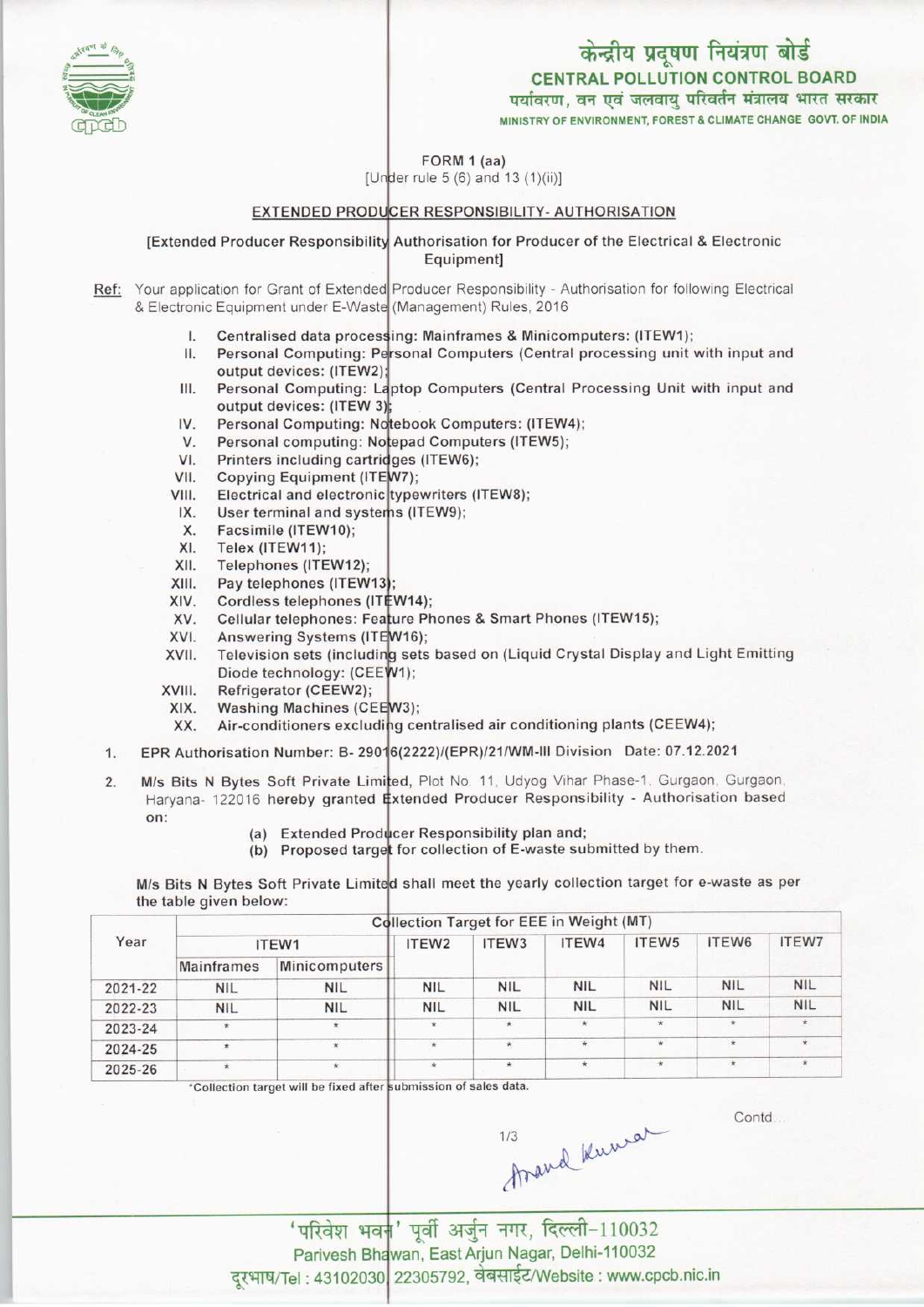# केन्द्रीय प्रदूषण नियंत्रण बोर्ड
## CENTRAL POLLUTION CONTROL BOARD
पर्यावरण, वन एवं जलवायु परिवर्तन मंत्रालय भारत सरकार
MINISTRY OF ENVIRONMENT, FOREST & CLIMATE CHANGE GOVT. OF INDIA

FORM 1 (aa)
[Under rule 5 (6) and 13 (1)(ii)]

### EXTENDED PRODUCER RESPONSIBILITY- AUTHORISATION

[Extended Producer Responsibility Authorisation for Producer of the Electrical & Electronic Equipment]

**Ref:** Your application for Grant of Extended Producer Responsibility - Authorisation for following Electrical & Electronic Equipment under E-Waste (Management) Rules, 2016

I. **Centralised data processing: Mainframes & Minicomputers: (ITEW1);**
II. **Personal Computing: Personal Computers (Central processing unit with input and output devices: (ITEW2);**
III. **Personal Computing: Laptop Computers (Central Processing Unit with input and output devices: (ITEW 3);**
IV. **Personal Computing: Notebook Computers: (ITEW4);**
V. **Personal computing: Notepad Computers (ITEW5);**
VI. **Printers including cartridges (ITEW6);**
VII. **Copying Equipment (ITEW7);**
VIII. **Electrical and electronic typewriters (ITEW8);**
IX. **User terminal and systems (ITEW9);**
X. **Facsimile (ITEW10);**
XI. **Telex (ITEW11);**
XII. **Telephones (ITEW12);**
XIII. **Pay telephones (ITEW13);**
XIV. **Cordless telephones (ITEW14);**
XV. **Cellular telephones: Feature Phones & Smart Phones (ITEW15);**
XVI. **Answering Systems (ITEW16);**
XVII. **Television sets (including sets based on (Liquid Crystal Display and Light Emitting Diode technology: (CEEW1);**
XVIII. **Refrigerator (CEEW2);**
XIX. **Washing Machines (CEEW3);**
XX. **Air-conditioners excluding centralised air conditioning plants (CEEW4);**

1. EPR Authorisation Number: B- 29016(2222)/(EPR)/21/WM-III Division Date: 07.12.2021

2. M/s Bits N Bytes Soft Private Limited, Plot No. 11, Udyog Vihar Phase-1, Gurgaon, Gurgaon, Haryana- 122016 hereby granted Extended Producer Responsibility - Authorisation based on:

   (a) Extended Producer Responsibility plan and;
   (b) Proposed target for collection of E-waste submitted by them.

M/s Bits N Bytes Soft Private Limited shall meet the yearly collection target for e-waste as per the table given below:

| Year | Collection Target for EEE in Weight (MT) | | | | | | | |
|---|---|---|---|---|---|---|---|---|
| | ITEW1 | | ITEW2 | ITEW3 | ITEW4 | ITEW5 | ITEW6 | ITEW7 |
| | Mainframes | Minicomputers | | | | | | |
| 2021-22 | NIL | NIL | NIL | NIL | NIL | NIL | NIL | NIL |
| 2022-23 | NIL | NIL | NIL | NIL | NIL | NIL | NIL | NIL |
| 2023-24 | * | * | * | * | * | * | * | * |
| 2024-25 | * | * | * | * | * | * | * | * |
| 2025-26 | * | * | * | * | * | * | * | * |

*Collection target will be fixed after submission of sales data.

Contd...

'परिवेश भवन' पूर्वी अर्जुन नगर, दिल्ली-110032
Parivesh Bhawan, East Arjun Nagar, Delhi-110032
दूरभाष/Tel : 43102030, 22305792, वेबसाईट/Website : www.cpcb.nic.in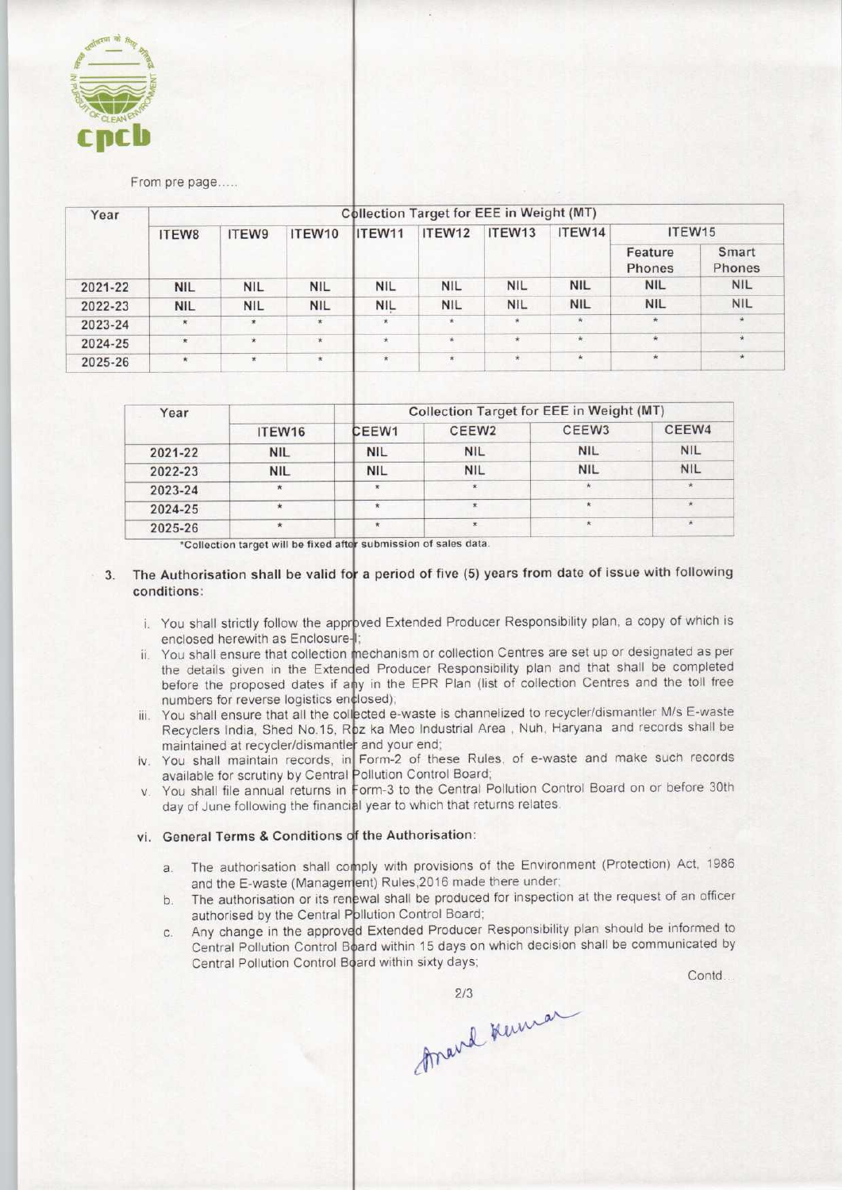From pre page.....

| Year | Collection Target for EEE in Weight (MT) | | | | | | | | |
|---|---|---|---|---|---|---|---|---|---|
| | ITEW8 | ITEW9 | ITEW10 | ITEW11 | ITEW12 | ITEW13 | ITEW14 | ITEW15 | |
| | | | | | | | | Feature Phones | Smart Phones |
| 2021-22 | NIL | NIL | NIL | NIL | NIL | NIL | NIL | NIL | NIL |
| 2022-23 | NIL | NIL | NIL | NIL | NIL | NIL | NIL | NIL | NIL |
| 2023-24 | * | * | * | * | * | * | * | * | * |
| 2024-25 | * | * | * | * | * | * | * | * | * |
| 2025-26 | * | * | * | * | * | * | * | * | * |

| Year | Collection Target for EEE in Weight (MT) | | | | |
|---|---|---|---|---|---|
| | ITEW16 | CEEW1 | CEEW2 | CEEW3 | CEEW4 |
| 2021-22 | NIL | NIL | NIL | NIL | NIL |
| 2022-23 | NIL | NIL | NIL | NIL | NIL |
| 2023-24 | * | * | * | * | * |
| 2024-25 | * | * | * | * | * |
| 2025-26 | * | * | * | * | * |

*Collection target will be fixed after submission of sales data.

3. The Authorisation shall be valid for a period of five (5) years from date of issue with following conditions:

   i. You shall strictly follow the approved Extended Producer Responsibility plan, a copy of which is enclosed herewith as Enclosure-I;
   
   ii. You shall ensure that collection mechanism or collection Centres are set up or designated as per the details given in the Extended Producer Responsibility plan and that shall be completed before the proposed dates if any in the EPR Plan (list of collection Centres and the toll free numbers for reverse logistics enclosed);
   
   iii. You shall ensure that all the collected e-waste is channelized to recycler/dismantler M/s E-waste Recyclers India, Shed No.15, Roz ka Meo Industrial Area , Nuh, Haryana and records shall be maintained at recycler/dismantler and your end;
   
   iv. You shall maintain records, in Form-2 of these Rules, of e-waste and make such records available for scrutiny by Central Pollution Control Board;
   
   v. You shall file annual returns in Form-3 to the Central Pollution Control Board on or before 30th day of June following the financial year to which that returns relates.

   vi. **General Terms & Conditions of the Authorisation:**

      a. The authorisation shall comply with provisions of the Environment (Protection) Act, 1986 and the E-waste (Management) Rules,2016 made there under;
      
      b. The authorisation or its renewal shall be produced for inspection at the request of an officer authorised by the Central Pollution Control Board;
      
      c. Any change in the approved Extended Producer Responsibility plan should be informed to Central Pollution Control Board within 15 days on which decision shall be communicated by Central Pollution Control Board within sixty days;

Contd...

Anand Kumar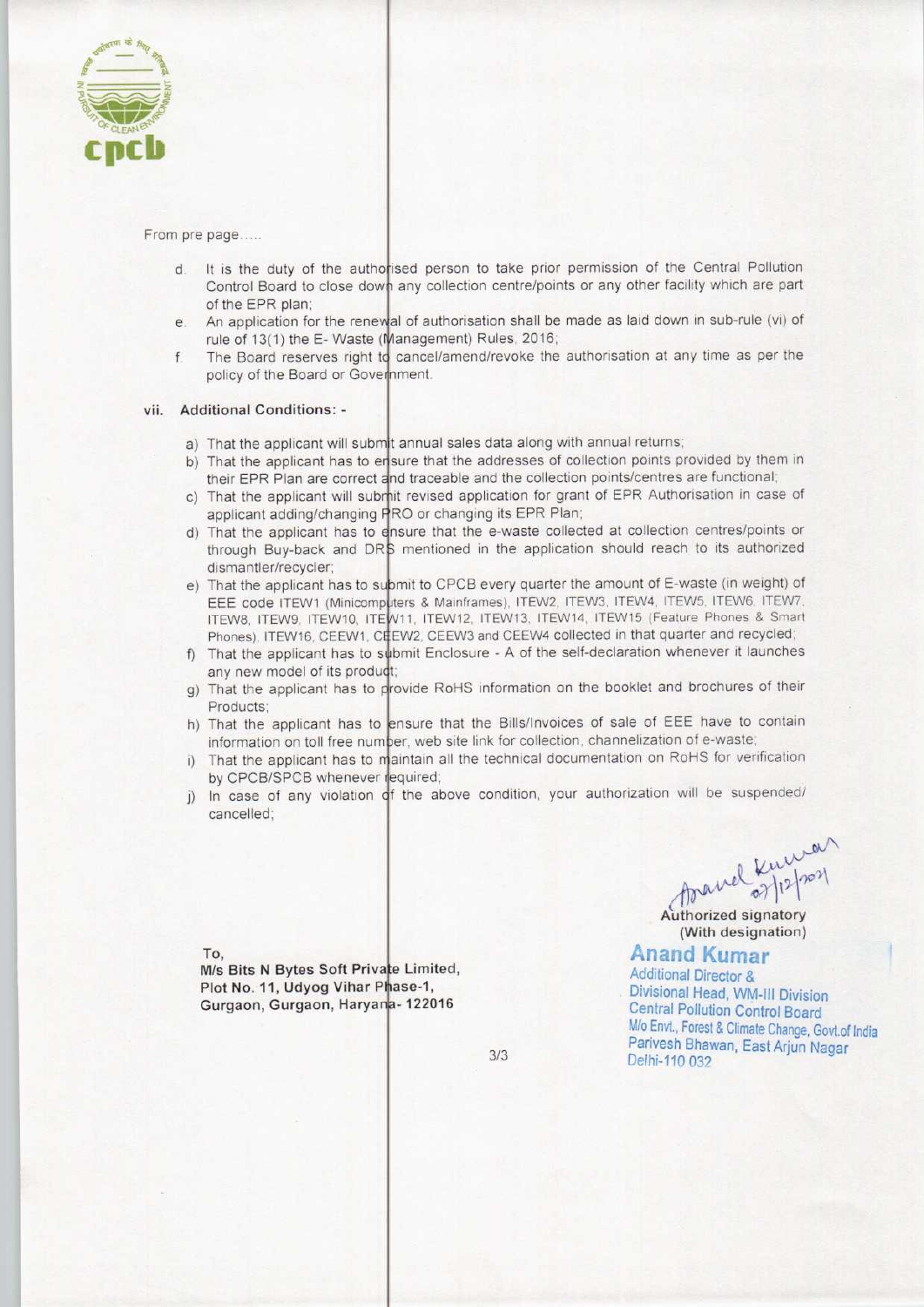From pre page.....

d. It is the duty of the authorised person to take prior permission of the Central Pollution Control Board to close down any collection centre/points or any other facility which are part of the EPR plan;

e. An application for the renewal of authorisation shall be made as laid down in sub-rule (vi) of rule of 13(1) the E- Waste (Management) Rules, 2016;

f. The Board reserves right to cancel/amend/revoke the authorisation at any time as per the policy of the Board or Government.

vii. Additional Conditions: -

a) That the applicant will submit annual sales data along with annual returns;

b) That the applicant has to ensure that the addresses of collection points provided by them in their EPR Plan are correct and traceable and the collection points/centres are functional;

c) That the applicant will submit revised application for grant of EPR Authorisation in case of applicant adding/changing PRO or changing its EPR Plan;

d) That the applicant has to ensure that the e-waste collected at collection centres/points or through Buy-back and DRS mentioned in the application should reach to its authorized dismantler/recycler;

e) That the applicant has to submit to CPCB every quarter the amount of E-waste (in weight) of EEE code ITEW1 (Minicomputers & Mainframes), ITEW2, ITEW3, ITEW4, ITEW5, ITEW6, ITEW7, ITEW8, ITEW9, ITEW10, ITEW11, ITEW12, ITEW13, ITEW14, ITEW15 (Feature Phones & Smart Phones), ITEW16, CEEW1, CEEW2, CEEW3 and CEEW4 collected in that quarter and recycled;

f) That the applicant has to submit Enclosure - A of the self-declaration whenever it launches any new model of its product;

g) That the applicant has to provide RoHS information on the booklet and brochures of their Products;

h) That the applicant has to ensure that the Bills/Invoices of sale of EEE have to contain information on toll free number, web site link for collection, channelization of e-waste;

i) That the applicant has to maintain all the technical documentation on RoHS for verification by CPCB/SPCB whenever required;

j) In case of any violation of the above condition, your authorization will be suspended/ cancelled;

Anand Kumar 07/12/2021

Authorized signatory
(With designation)

**Anand Kumar**
Additional Director &
Divisional Head, WM-III Division
Central Pollution Control Board
M/o Envt., Forest & Climate Change, Govt.of India
Parivesh Bhawan, East Arjun Nagar
Delhi-110 032

To,
**M/s Bits N Bytes Soft Private Limited,**
**Plot No. 11, Udyog Vihar Phase-1,**
**Gurgaon, Gurgaon, Haryana- 122016**